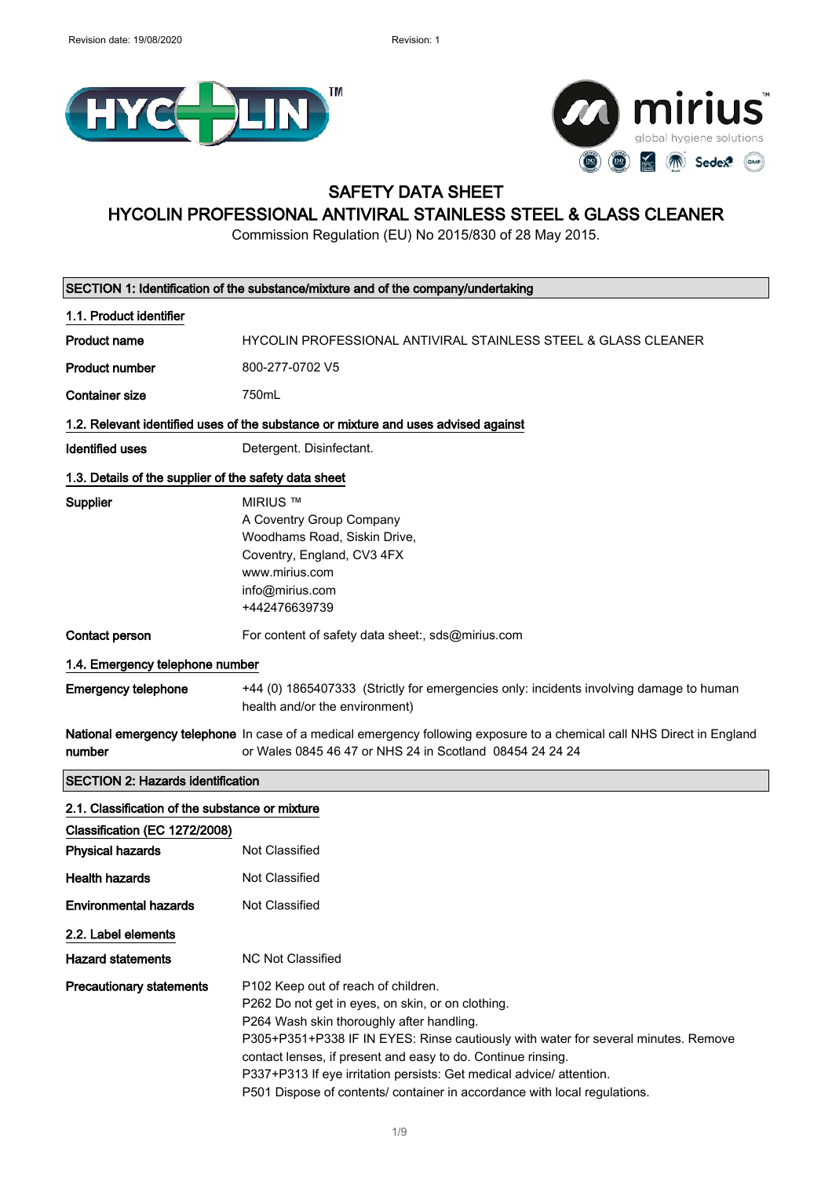Revision date: 19/08/2020 Revision: 1

# SAFETY DATA SHEET

# HYCOLIN PROFESSIONAL ANTIVIRAL STAINLESS STEEL & GLASS CLEANER

Commission Regulation (EU) No 2015/830 of 28 May 2015.

## SECTION 1: Identification of the substance/mixture and of the company/undertaking

### 1.1. Product identifier

| | |
|---|---|
| **Product name** | HYCOLIN PROFESSIONAL ANTIVIRAL STAINLESS STEEL & GLASS CLEANER |
| **Product number** | 800-277-0702 V5 |
| **Container size** | 750mL |

### 1.2. Relevant identified uses of the substance or mixture and uses advised against

| | |
|---|---|
| **Identified uses** | Detergent. Disinfectant. |

### 1.3. Details of the supplier of the safety data sheet

| | |
|---|---|
| **Supplier** | MIRIUS ™<br>A Coventry Group Company<br>Woodhams Road, Siskin Drive,<br>Coventry, England, CV3 4FX<br>www.mirius.com<br>info@mirius.com<br>+442476639739 |
| **Contact person** | For content of safety data sheet:, sds@mirius.com |

### 1.4. Emergency telephone number

| | |
|---|---|
| **Emergency telephone** | +44 (0) 1865407333 (Strictly for emergencies only: incidents involving damage to human health and/or the environment) |
| **National emergency telephone number** | In case of a medical emergency following exposure to a chemical call NHS Direct in England or Wales 0845 46 47 or NHS 24 in Scotland 08454 24 24 24 |

## SECTION 2: Hazards identification

### 2.1. Classification of the substance or mixture

**Classification (EC 1272/2008)**

| | |
|---|---|
| **Physical hazards** | Not Classified |
| **Health hazards** | Not Classified |
| **Environmental hazards** | Not Classified |

### 2.2. Label elements

| | |
|---|---|
| **Hazard statements** | NC Not Classified |
| **Precautionary statements** | P102 Keep out of reach of children.<br>P262 Do not get in eyes, on skin, or on clothing.<br>P264 Wash skin thoroughly after handling.<br>P305+P351+P338 IF IN EYES: Rinse cautiously with water for several minutes. Remove contact lenses, if present and easy to do. Continue rinsing.<br>P337+P313 If eye irritation persists: Get medical advice/ attention.<br>P501 Dispose of contents/ container in accordance with local regulations. |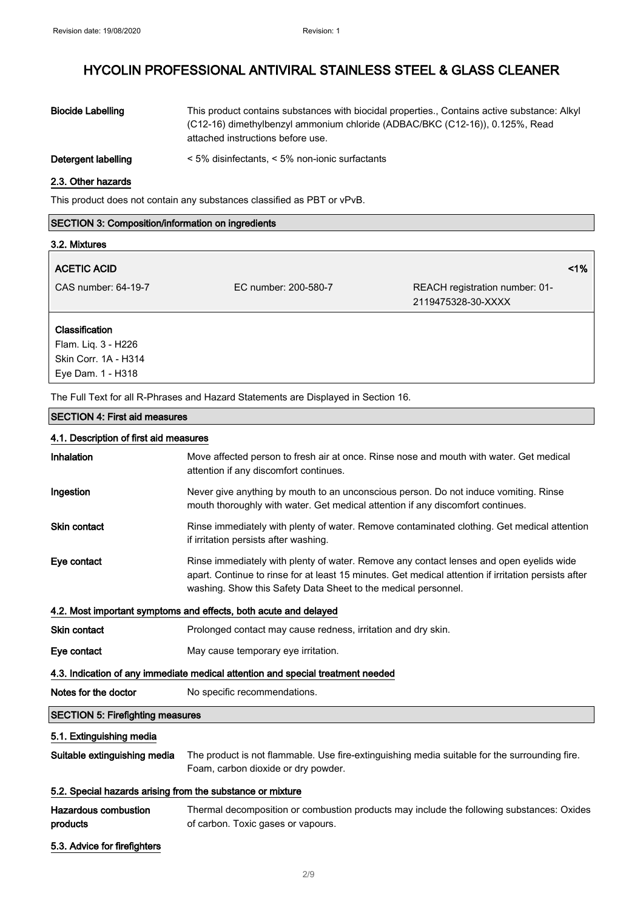# HYCOLIN PROFESSIONAL ANTIVIRAL STAINLESS STEEL & GLASS CLEANER

| | |
|---|---|
| **Biocide Labelling** | This product contains substances with biocidal properties., Contains active substance: Alkyl (C12-16) dimethylbenzyl ammonium chloride (ADBAC/BKC (C12-16)), 0.125%, Read attached instructions before use. |
| **Detergent labelling** | < 5% disinfectants, < 5% non-ionic surfactants |

### 2.3. Other hazards

This product does not contain any substances classified as PBT or vPvB.

## SECTION 3: Composition/information on ingredients

### 3.2. Mixtures

| **ACETIC ACID** | | **<1%** |
|---|---|---|
| CAS number: 64-19-7 | EC number: 200-580-7 | REACH registration number: 01-2119475328-30-XXXX |

**Classification**
Flam. Liq. 3 - H226
Skin Corr. 1A - H314
Eye Dam. 1 - H318

The Full Text for all R-Phrases and Hazard Statements are Displayed in Section 16.

## SECTION 4: First aid measures

### 4.1. Description of first aid measures

| | |
|---|---|
| **Inhalation** | Move affected person to fresh air at once. Rinse nose and mouth with water. Get medical attention if any discomfort continues. |
| **Ingestion** | Never give anything by mouth to an unconscious person. Do not induce vomiting. Rinse mouth thoroughly with water. Get medical attention if any discomfort continues. |
| **Skin contact** | Rinse immediately with plenty of water. Remove contaminated clothing. Get medical attention if irritation persists after washing. |
| **Eye contact** | Rinse immediately with plenty of water. Remove any contact lenses and open eyelids wide apart. Continue to rinse for at least 15 minutes. Get medical attention if irritation persists after washing. Show this Safety Data Sheet to the medical personnel. |

### 4.2. Most important symptoms and effects, both acute and delayed

| | |
|---|---|
| **Skin contact** | Prolonged contact may cause redness, irritation and dry skin. |
| **Eye contact** | May cause temporary eye irritation. |

### 4.3. Indication of any immediate medical attention and special treatment needed

| | |
|---|---|
| **Notes for the doctor** | No specific recommendations. |

## SECTION 5: Firefighting measures

### 5.1. Extinguishing media

| | |
|---|---|
| **Suitable extinguishing media** | The product is not flammable. Use fire-extinguishing media suitable for the surrounding fire. Foam, carbon dioxide or dry powder. |

### 5.2. Special hazards arising from the substance or mixture

| | |
|---|---|
| **Hazardous combustion products** | Thermal decomposition or combustion products may include the following substances: Oxides of carbon. Toxic gases or vapours. |

### 5.3. Advice for firefighters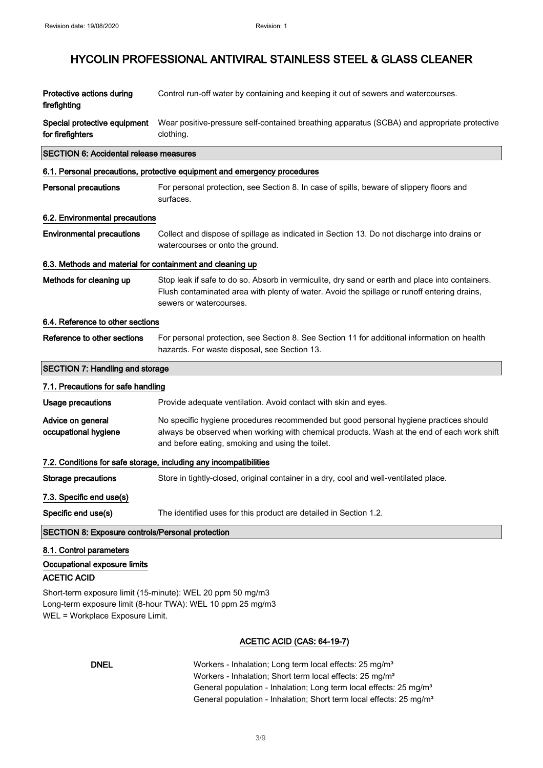# HYCOLIN PROFESSIONAL ANTIVIRAL STAINLESS STEEL & GLASS CLEANER

| | |
|---|---|
| **Protective actions during firefighting** | Control run-off water by containing and keeping it out of sewers and watercourses. |
| **Special protective equipment for firefighters** | Wear positive-pressure self-contained breathing apparatus (SCBA) and appropriate protective clothing. |

## SECTION 6: Accidental release measures

### 6.1. Personal precautions, protective equipment and emergency procedures

| | |
|---|---|
| **Personal precautions** | For personal protection, see Section 8. In case of spills, beware of slippery floors and surfaces. |

### 6.2. Environmental precautions

| | |
|---|---|
| **Environmental precautions** | Collect and dispose of spillage as indicated in Section 13. Do not discharge into drains or watercourses or onto the ground. |

### 6.3. Methods and material for containment and cleaning up

| | |
|---|---|
| **Methods for cleaning up** | Stop leak if safe to do so. Absorb in vermiculite, dry sand or earth and place into containers. Flush contaminated area with plenty of water. Avoid the spillage or runoff entering drains, sewers or watercourses. |

### 6.4. Reference to other sections

| | |
|---|---|
| **Reference to other sections** | For personal protection, see Section 8. See Section 11 for additional information on health hazards. For waste disposal, see Section 13. |

## SECTION 7: Handling and storage

### 7.1. Precautions for safe handling

| | |
|---|---|
| **Usage precautions** | Provide adequate ventilation. Avoid contact with skin and eyes. |
| **Advice on general occupational hygiene** | No specific hygiene procedures recommended but good personal hygiene practices should always be observed when working with chemical products. Wash at the end of each work shift and before eating, smoking and using the toilet. |

### 7.2. Conditions for safe storage, including any incompatibilities

| | |
|---|---|
| **Storage precautions** | Store in tightly-closed, original container in a dry, cool and well-ventilated place. |

### 7.3. Specific end use(s)

| | |
|---|---|
| **Specific end use(s)** | The identified uses for this product are detailed in Section 1.2. |

## SECTION 8: Exposure controls/Personal protection

### 8.1. Control parameters

**Occupational exposure limits**

**ACETIC ACID**

Short-term exposure limit (15-minute): WEL 20 ppm 50 mg/m3
Long-term exposure limit (8-hour TWA): WEL 10 ppm 25 mg/m3
WEL = Workplace Exposure Limit.

**ACETIC ACID (CAS: 64-19-7)**

| | |
|---|---|
| **DNEL** | Workers - Inhalation; Long term local effects: 25 mg/m³<br>Workers - Inhalation; Short term local effects: 25 mg/m³<br>General population - Inhalation; Long term local effects: 25 mg/m³<br>General population - Inhalation; Short term local effects: 25 mg/m³ |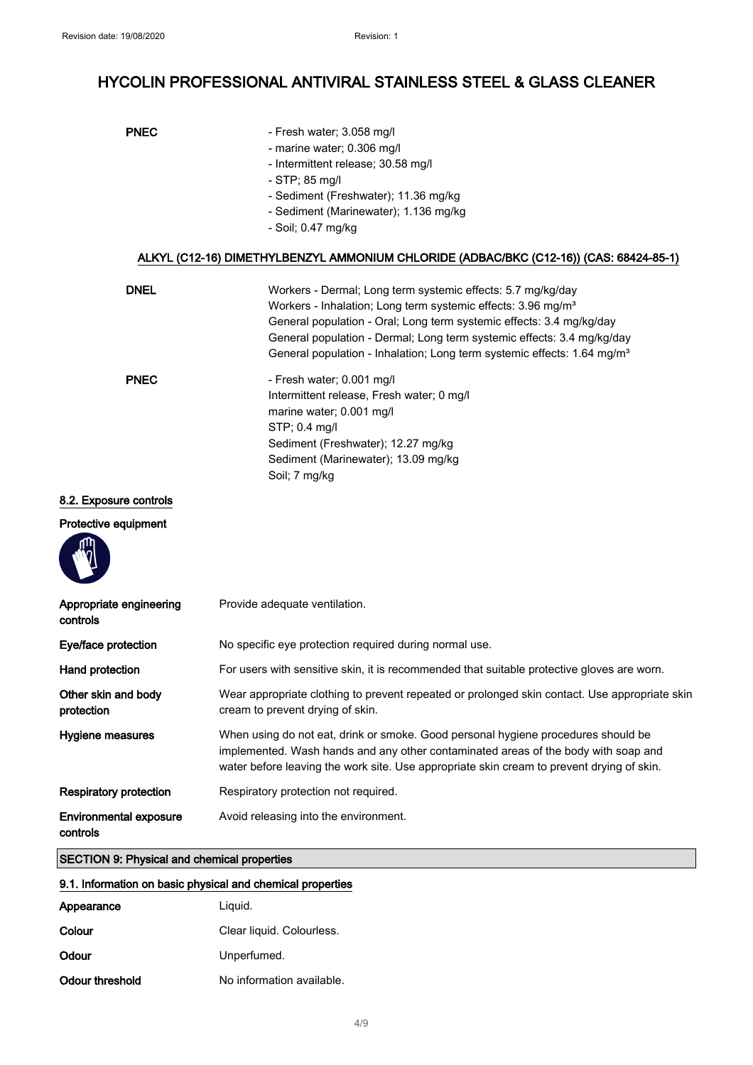# HYCOLIN PROFESSIONAL ANTIVIRAL STAINLESS STEEL & GLASS CLEANER

**PNEC**

- Fresh water; 3.058 mg/l
- marine water; 0.306 mg/l
- Intermittent release; 30.58 mg/l
- STP; 85 mg/l
- Sediment (Freshwater); 11.36 mg/kg
- Sediment (Marinewater); 1.136 mg/kg
- Soil; 0.47 mg/kg

### ALKYL (C12-16) DIMETHYLBENZYL AMMONIUM CHLORIDE (ADBAC/BKC (C12-16)) (CAS: 68424-85-1)

**DNEL**

Workers - Dermal; Long term systemic effects: 5.7 mg/kg/day
Workers - Inhalation; Long term systemic effects: 3.96 mg/m³
General population - Oral; Long term systemic effects: 3.4 mg/kg/day
General population - Dermal; Long term systemic effects: 3.4 mg/kg/day
General population - Inhalation; Long term systemic effects: 1.64 mg/m³

**PNEC**

- Fresh water; 0.001 mg/l
Intermittent release, Fresh water; 0 mg/l
marine water; 0.001 mg/l
STP; 0.4 mg/l
Sediment (Freshwater); 12.27 mg/kg
Sediment (Marinewater); 13.09 mg/kg
Soil; 7 mg/kg

### 8.2. Exposure controls

**Protective equipment**

| | |
|---|---|
| **Appropriate engineering controls** | Provide adequate ventilation. |
| **Eye/face protection** | No specific eye protection required during normal use. |
| **Hand protection** | For users with sensitive skin, it is recommended that suitable protective gloves are worn. |
| **Other skin and body protection** | Wear appropriate clothing to prevent repeated or prolonged skin contact. Use appropriate skin cream to prevent drying of skin. |
| **Hygiene measures** | When using do not eat, drink or smoke. Good personal hygiene procedures should be implemented. Wash hands and any other contaminated areas of the body with soap and water before leaving the work site. Use appropriate skin cream to prevent drying of skin. |
| **Respiratory protection** | Respiratory protection not required. |
| **Environmental exposure controls** | Avoid releasing into the environment. |

## SECTION 9: Physical and chemical properties

### 9.1. Information on basic physical and chemical properties

| | |
|---|---|
| **Appearance** | Liquid. |
| **Colour** | Clear liquid. Colourless. |
| **Odour** | Unperfumed. |
| **Odour threshold** | No information available. |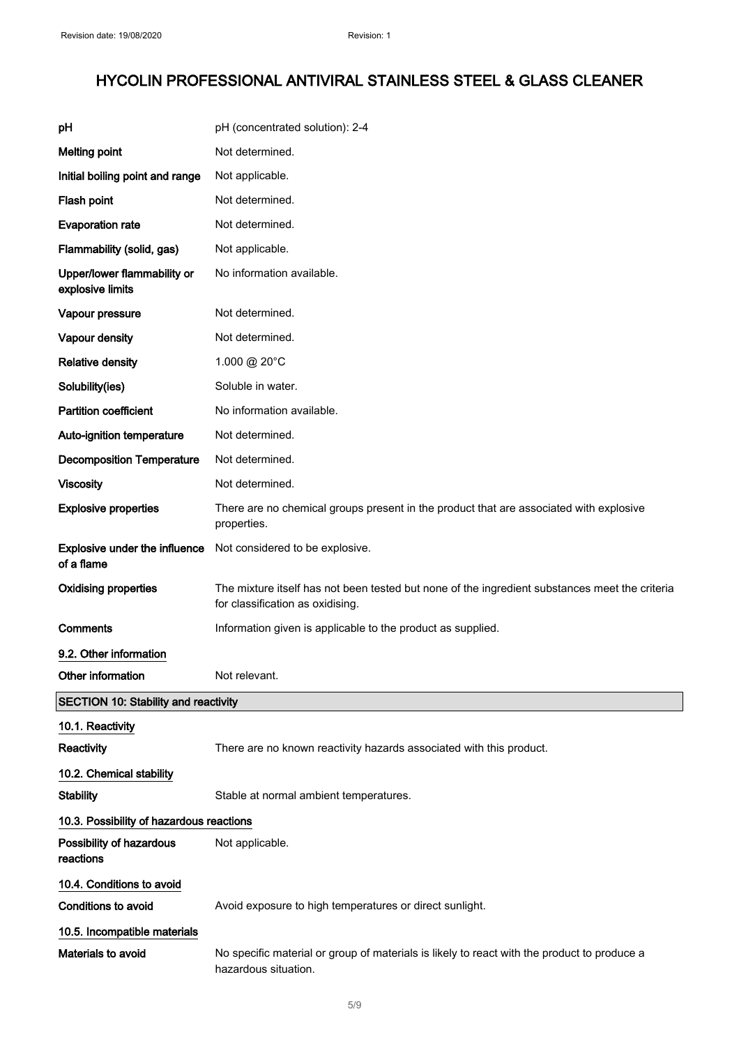| | |
|---|---|
| **pH** | pH (concentrated solution): 2-4 |
| **Melting point** | Not determined. |
| **Initial boiling point and range** | Not applicable. |
| **Flash point** | Not determined. |
| **Evaporation rate** | Not determined. |
| **Flammability (solid, gas)** | Not applicable. |
| **Upper/lower flammability or explosive limits** | No information available. |
| **Vapour pressure** | Not determined. |
| **Vapour density** | Not determined. |
| **Relative density** | 1.000 @ 20°C |
| **Solubility(ies)** | Soluble in water. |
| **Partition coefficient** | No information available. |
| **Auto-ignition temperature** | Not determined. |
| **Decomposition Temperature** | Not determined. |
| **Viscosity** | Not determined. |
| **Explosive properties** | There are no chemical groups present in the product that are associated with explosive properties. |
| **Explosive under the influence of a flame** | Not considered to be explosive. |
| **Oxidising properties** | The mixture itself has not been tested but none of the ingredient substances meet the criteria for classification as oxidising. |
| **Comments** | Information given is applicable to the product as supplied. |

### 9.2. Other information

| | |
|---|---|
| **Other information** | Not relevant. |

## SECTION 10: Stability and reactivity

### 10.1. Reactivity

| | |
|---|---|
| **Reactivity** | There are no known reactivity hazards associated with this product. |

### 10.2. Chemical stability

| | |
|---|---|
| **Stability** | Stable at normal ambient temperatures. |

### 10.3. Possibility of hazardous reactions

| | |
|---|---|
| **Possibility of hazardous reactions** | Not applicable. |

### 10.4. Conditions to avoid

| | |
|---|---|
| **Conditions to avoid** | Avoid exposure to high temperatures or direct sunlight. |

### 10.5. Incompatible materials

| | |
|---|---|
| **Materials to avoid** | No specific material or group of materials is likely to react with the product to produce a hazardous situation. |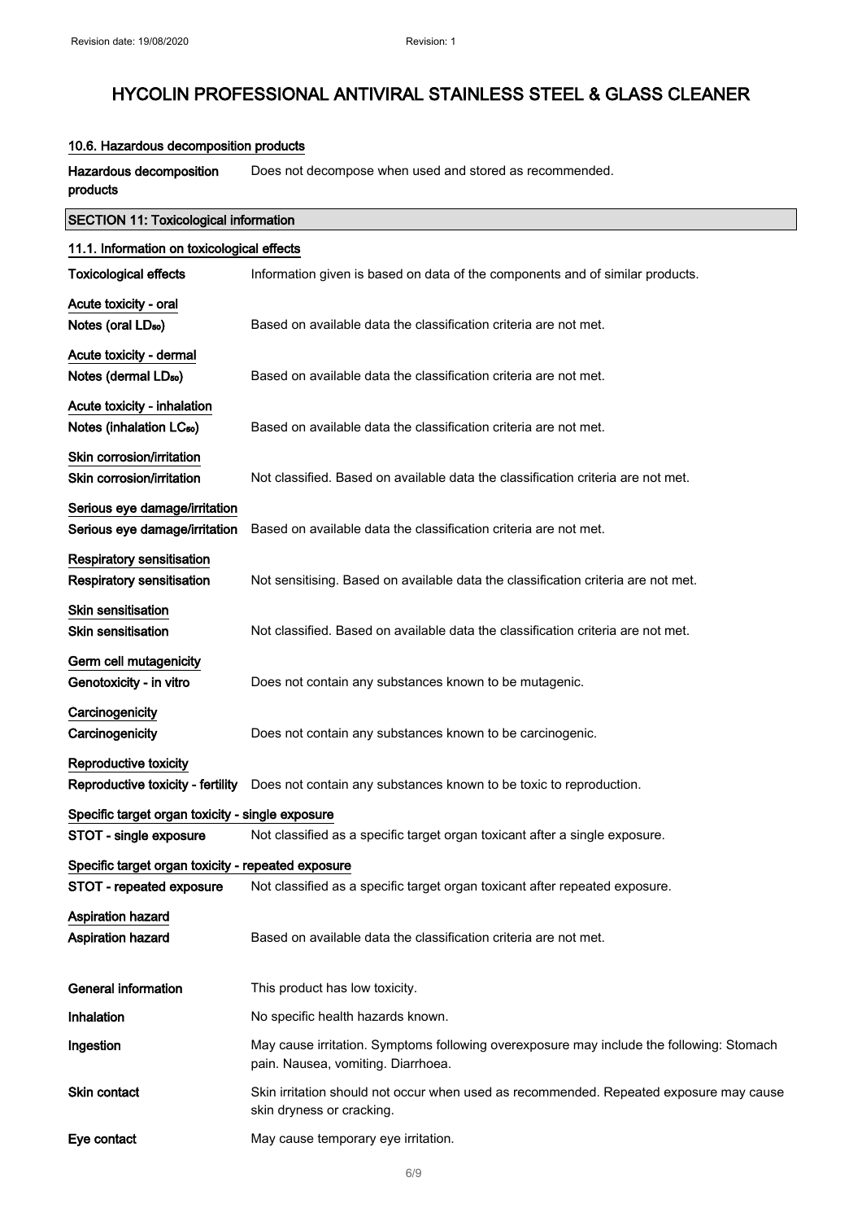### 10.6. Hazardous decomposition products

**Hazardous decomposition products** Does not decompose when used and stored as recommended.

## SECTION 11: Toxicological information

### 11.1. Information on toxicological effects

**Toxicological effects** Information given is based on data of the components and of similar products.

**Acute toxicity - oral**

**Notes (oral $LD_{50}$)** Based on available data the classification criteria are not met.

**Acute toxicity - dermal**

**Notes (dermal $LD_{50}$)** Based on available data the classification criteria are not met.

**Acute toxicity - inhalation**

**Notes (inhalation $LC_{50}$)** Based on available data the classification criteria are not met.

**Skin corrosion/irritation**

**Skin corrosion/irritation** Not classified. Based on available data the classification criteria are not met.

**Serious eye damage/irritation**

**Serious eye damage/irritation** Based on available data the classification criteria are not met.

**Respiratory sensitisation**

**Respiratory sensitisation** Not sensitising. Based on available data the classification criteria are not met.

**Skin sensitisation**

**Skin sensitisation** Not classified. Based on available data the classification criteria are not met.

**Germ cell mutagenicity**

**Genotoxicity - in vitro** Does not contain any substances known to be mutagenic.

**Carcinogenicity**

**Carcinogenicity** Does not contain any substances known to be carcinogenic.

**Reproductive toxicity**

**Reproductive toxicity - fertility** Does not contain any substances known to be toxic to reproduction.

**Specific target organ toxicity - single exposure**

**STOT - single exposure** Not classified as a specific target organ toxicant after a single exposure.

**Specific target organ toxicity - repeated exposure**

**STOT - repeated exposure** Not classified as a specific target organ toxicant after repeated exposure.

**Aspiration hazard**

**Aspiration hazard** Based on available data the classification criteria are not met.

**General information** This product has low toxicity.

**Inhalation** No specific health hazards known.

**Ingestion** May cause irritation. Symptoms following overexposure may include the following: Stomach pain. Nausea, vomiting. Diarrhoea.

**Skin contact** Skin irritation should not occur when used as recommended. Repeated exposure may cause skin dryness or cracking.

**Eye contact** May cause temporary eye irritation.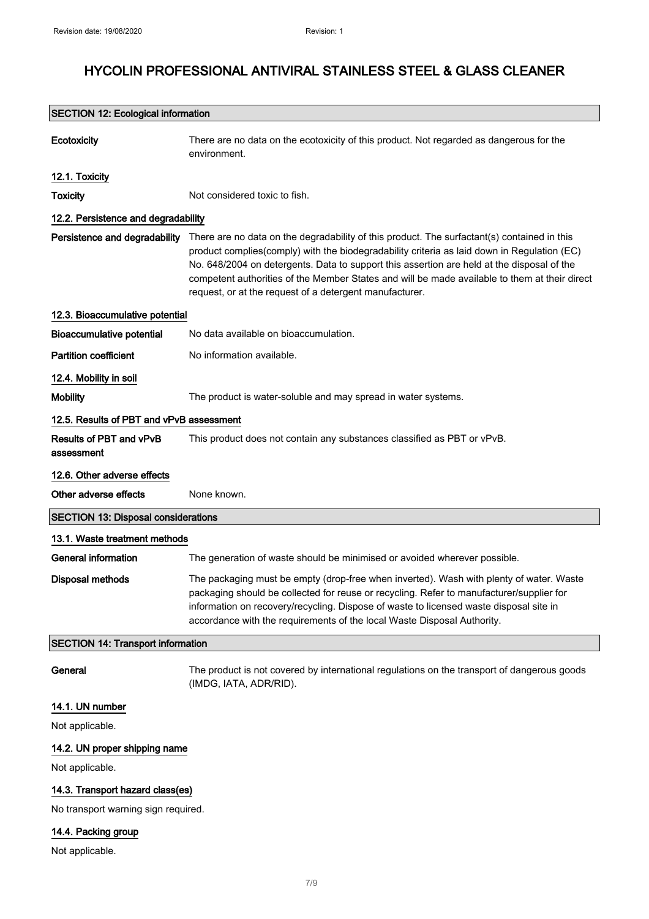# HYCOLIN PROFESSIONAL ANTIVIRAL STAINLESS STEEL & GLASS CLEANER

## SECTION 12: Ecological information

**Ecotoxicity** There are no data on the ecotoxicity of this product. Not regarded as dangerous for the environment.

### 12.1. Toxicity

**Toxicity** Not considered toxic to fish.

### 12.2. Persistence and degradability

**Persistence and degradability** There are no data on the degradability of this product. The surfactant(s) contained in this product complies(comply) with the biodegradability criteria as laid down in Regulation (EC) No. 648/2004 on detergents. Data to support this assertion are held at the disposal of the competent authorities of the Member States and will be made available to them at their direct request, or at the request of a detergent manufacturer.

### 12.3. Bioaccumulative potential

**Bioaccumulative potential** No data available on bioaccumulation.

**Partition coefficient** No information available.

### 12.4. Mobility in soil

**Mobility** The product is water-soluble and may spread in water systems.

### 12.5. Results of PBT and vPvB assessment

**Results of PBT and vPvB assessment** This product does not contain any substances classified as PBT or vPvB.

### 12.6. Other adverse effects

**Other adverse effects** None known.

## SECTION 13: Disposal considerations

### 13.1. Waste treatment methods

**General information** The generation of waste should be minimised or avoided wherever possible.

**Disposal methods** The packaging must be empty (drop-free when inverted). Wash with plenty of water. Waste packaging should be collected for reuse or recycling. Refer to manufacturer/supplier for information on recovery/recycling. Dispose of waste to licensed waste disposal site in accordance with the requirements of the local Waste Disposal Authority.

## SECTION 14: Transport information

**General** The product is not covered by international regulations on the transport of dangerous goods (IMDG, IATA, ADR/RID).

### 14.1. UN number

Not applicable.

### 14.2. UN proper shipping name

Not applicable.

### 14.3. Transport hazard class(es)

No transport warning sign required.

### 14.4. Packing group

Not applicable.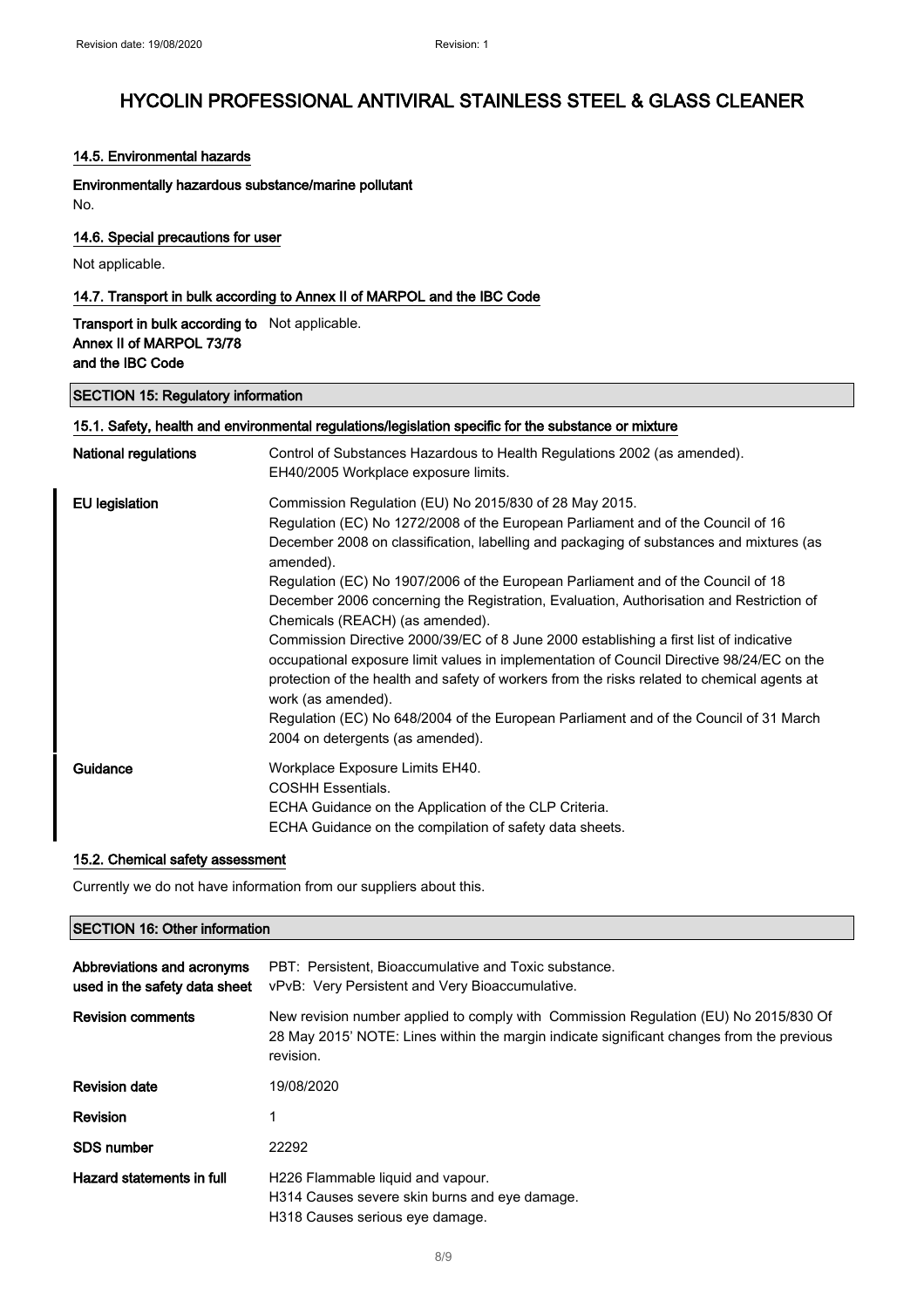#### 14.5. Environmental hazards

**Environmentally hazardous substance/marine pollutant**

No.

#### 14.6. Special precautions for user

Not applicable.

#### 14.7. Transport in bulk according to Annex II of MARPOL and the IBC Code

| | |
|---|---|
| **Transport in bulk according to Annex II of MARPOL 73/78 and the IBC Code** | Not applicable. |

## SECTION 15: Regulatory information

#### 15.1. Safety, health and environmental regulations/legislation specific for the substance or mixture

| | |
|---|---|
| **National regulations** | Control of Substances Hazardous to Health Regulations 2002 (as amended).<br>EH40/2005 Workplace exposure limits. |
| **EU legislation** | Commission Regulation (EU) No 2015/830 of 28 May 2015.<br>Regulation (EC) No 1272/2008 of the European Parliament and of the Council of 16 December 2008 on classification, labelling and packaging of substances and mixtures (as amended).<br>Regulation (EC) No 1907/2006 of the European Parliament and of the Council of 18 December 2006 concerning the Registration, Evaluation, Authorisation and Restriction of Chemicals (REACH) (as amended).<br>Commission Directive 2000/39/EC of 8 June 2000 establishing a first list of indicative occupational exposure limit values in implementation of Council Directive 98/24/EC on the protection of the health and safety of workers from the risks related to chemical agents at work (as amended).<br>Regulation (EC) No 648/2004 of the European Parliament and of the Council of 31 March 2004 on detergents (as amended). |
| **Guidance** | Workplace Exposure Limits EH40.<br>COSHH Essentials.<br>ECHA Guidance on the Application of the CLP Criteria.<br>ECHA Guidance on the compilation of safety data sheets. |

#### 15.2. Chemical safety assessment

Currently we do not have information from our suppliers about this.

## SECTION 16: Other information

| | |
|---|---|
| **Abbreviations and acronyms used in the safety data sheet** | PBT: Persistent, Bioaccumulative and Toxic substance.<br>vPvB: Very Persistent and Very Bioaccumulative. |
| **Revision comments** | New revision number applied to comply with Commission Regulation (EU) No 2015/830 Of 28 May 2015' NOTE: Lines within the margin indicate significant changes from the previous revision. |
| **Revision date** | 19/08/2020 |
| **Revision** | 1 |
| **SDS number** | 22292 |
| **Hazard statements in full** | H226 Flammable liquid and vapour.<br>H314 Causes severe skin burns and eye damage.<br>H318 Causes serious eye damage. |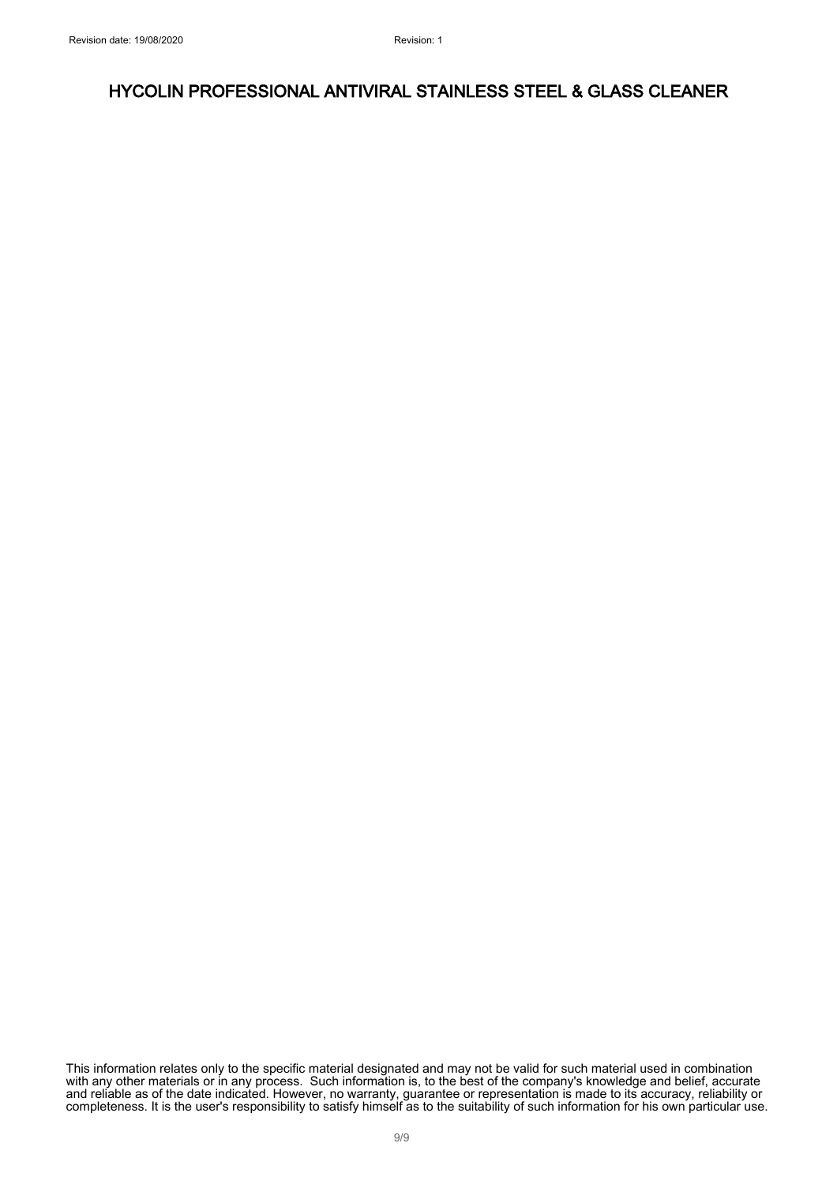This information relates only to the specific material designated and may not be valid for such material used in combination with any other materials or in any process. Such information is, to the best of the company's knowledge and belief, accurate and reliable as of the date indicated. However, no warranty, guarantee or representation is made to its accuracy, reliability or completeness. It is the user's responsibility to satisfy himself as to the suitability of such information for his own particular use.